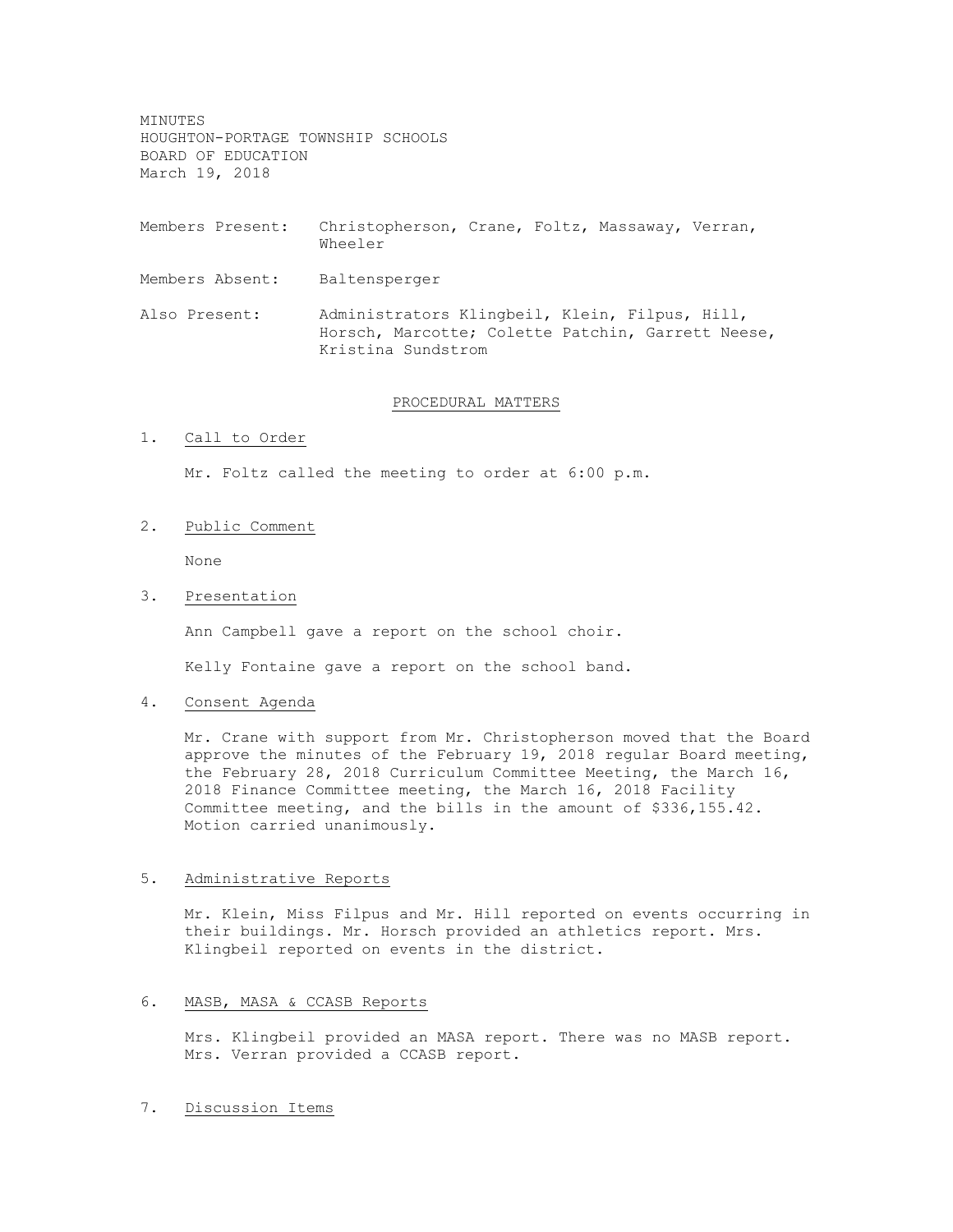MINUTES
HOUGHTON-PORTAGE TOWNSHIP SCHOOLS
BOARD OF EDUCATION
March 19, 2018

Members Present: Christopherson, Crane, Foltz, Massaway, Verran, Wheeler

Members Absent: Baltensperger

Also Present: Administrators Klingbeil, Klein, Filpus, Hill, Horsch, Marcotte; Colette Patchin, Garrett Neese, Kristina Sundstrom

## PROCEDURAL MATTERS

1. Call to Order

   Mr. Foltz called the meeting to order at 6:00 p.m.

2. Public Comment

   None

3. Presentation

   Ann Campbell gave a report on the school choir.

   Kelly Fontaine gave a report on the school band.

4. Consent Agenda

   Mr. Crane with support from Mr. Christopherson moved that the Board approve the minutes of the February 19, 2018 regular Board meeting, the February 28, 2018 Curriculum Committee Meeting, the March 16, 2018 Finance Committee meeting, the March 16, 2018 Facility Committee meeting, and the bills in the amount of $336,155.42. Motion carried unanimously.

5. Administrative Reports

   Mr. Klein, Miss Filpus and Mr. Hill reported on events occurring in their buildings. Mr. Horsch provided an athletics report. Mrs. Klingbeil reported on events in the district.

6. MASB, MASA & CCASB Reports

   Mrs. Klingbeil provided an MASA report. There was no MASB report. Mrs. Verran provided a CCASB report.

7. Discussion Items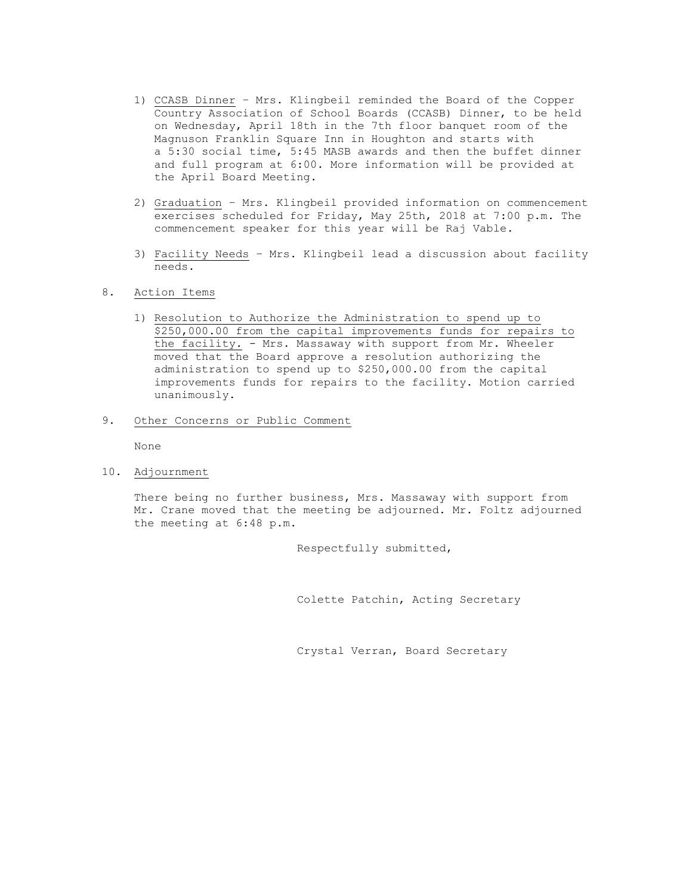1) <u>CCASB Dinner</u> – Mrs. Klingbeil reminded the Board of the Copper Country Association of School Boards (CCASB) Dinner, to be held on Wednesday, April 18th in the 7th floor banquet room of the Magnuson Franklin Square Inn in Houghton and starts with a 5:30 social time, 5:45 MASB awards and then the buffet dinner and full program at 6:00. More information will be provided at the April Board Meeting.

2) <u>Graduation</u> – Mrs. Klingbeil provided information on commencement exercises scheduled for Friday, May 25th, 2018 at 7:00 p.m. The commencement speaker for this year will be Raj Vable.

3) <u>Facility Needs</u> – Mrs. Klingbeil lead a discussion about facility needs.

8. <u>Action Items</u>

1) <u>Resolution to Authorize the Administration to spend up to $250,000.00 from the capital improvements funds for repairs to the facility.</u> - Mrs. Massaway with support from Mr. Wheeler moved that the Board approve a resolution authorizing the administration to spend up to $250,000.00 from the capital improvements funds for repairs to the facility. Motion carried unanimously.

9. <u>Other Concerns or Public Comment</u>

None

10. <u>Adjournment</u>

There being no further business, Mrs. Massaway with support from Mr. Crane moved that the meeting be adjourned. Mr. Foltz adjourned the meeting at 6:48 p.m.

Respectfully submitted,

Colette Patchin, Acting Secretary

Crystal Verran, Board Secretary